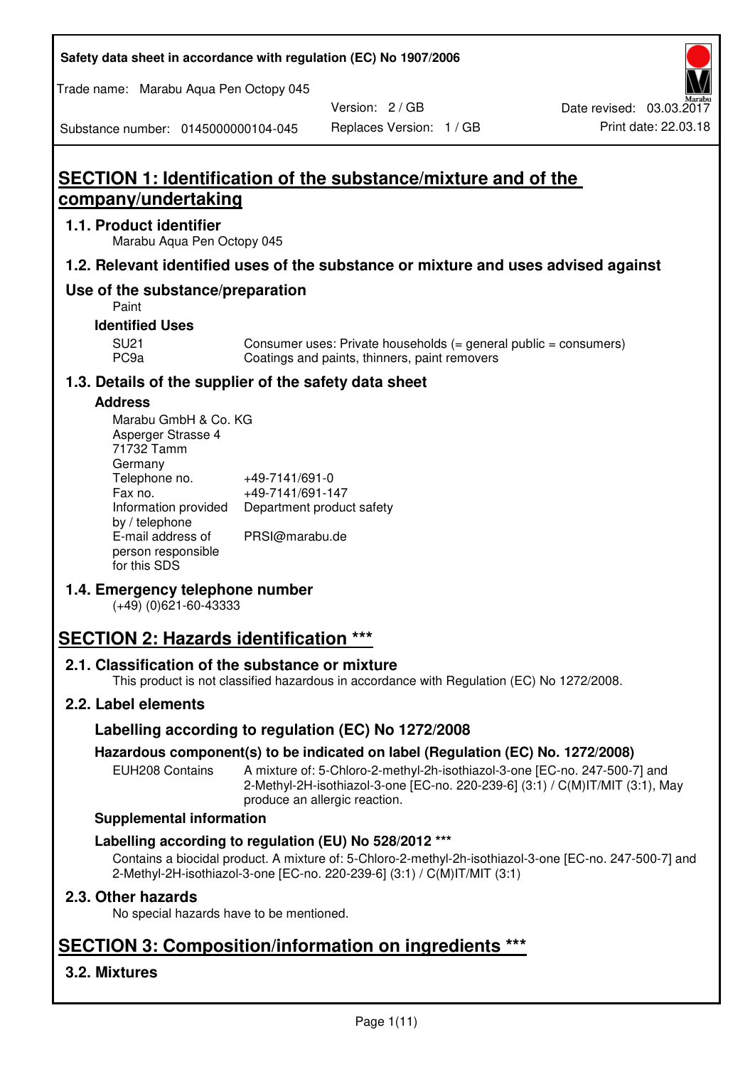# SECTION 1: Identification of the substance/mixture and of the company/undertaking

## 1.1. Product identifier

Marabu Aqua Pen Octopy 045

## 1.2. Relevant identified uses of the substance or mixture and uses advised against

### Use of the substance/preparation

Paint

**Identified Uses**

| | |
|---|---|
| SU21 | Consumer uses: Private households (= general public = consumers) |
| PC9a | Coatings and paints, thinners, paint removers |

## 1.3. Details of the supplier of the safety data sheet

**Address**

Marabu GmbH & Co. KG
Asperger Strasse 4
71732 Tamm
Germany

| | |
|---|---|
| Telephone no. | +49-7141/691-0 |
| Fax no. | +49-7141/691-147 |
| Information provided by / telephone | Department product safety |
| E-mail address of person responsible for this SDS | PRSI@marabu.de |

## 1.4. Emergency telephone number

(+49) (0)621-60-43333

# SECTION 2: Hazards identification ***

## 2.1. Classification of the substance or mixture

This product is not classified hazardous in accordance with Regulation (EC) No 1272/2008.

## 2.2. Label elements

### Labelling according to regulation (EC) No 1272/2008

**Hazardous component(s) to be indicated on label (Regulation (EC) No. 1272/2008)**

| | |
|---|---|
| EUH208 Contains | A mixture of: 5-Chloro-2-methyl-2h-isothiazol-3-one [EC-no. 247-500-7] and 2-Methyl-2H-isothiazol-3-one [EC-no. 220-239-6] (3:1) / C(M)IT/MIT (3:1), May produce an allergic reaction. |

**Supplemental information**

**Labelling according to regulation (EU) No 528/2012 ***

Contains a biocidal product. A mixture of: 5-Chloro-2-methyl-2h-isothiazol-3-one [EC-no. 247-500-7] and 2-Methyl-2H-isothiazol-3-one [EC-no. 220-239-6] (3:1) / C(M)IT/MIT (3:1)

## 2.3. Other hazards

No special hazards have to be mentioned.

# SECTION 3: Composition/information on ingredients ***

## 3.2. Mixtures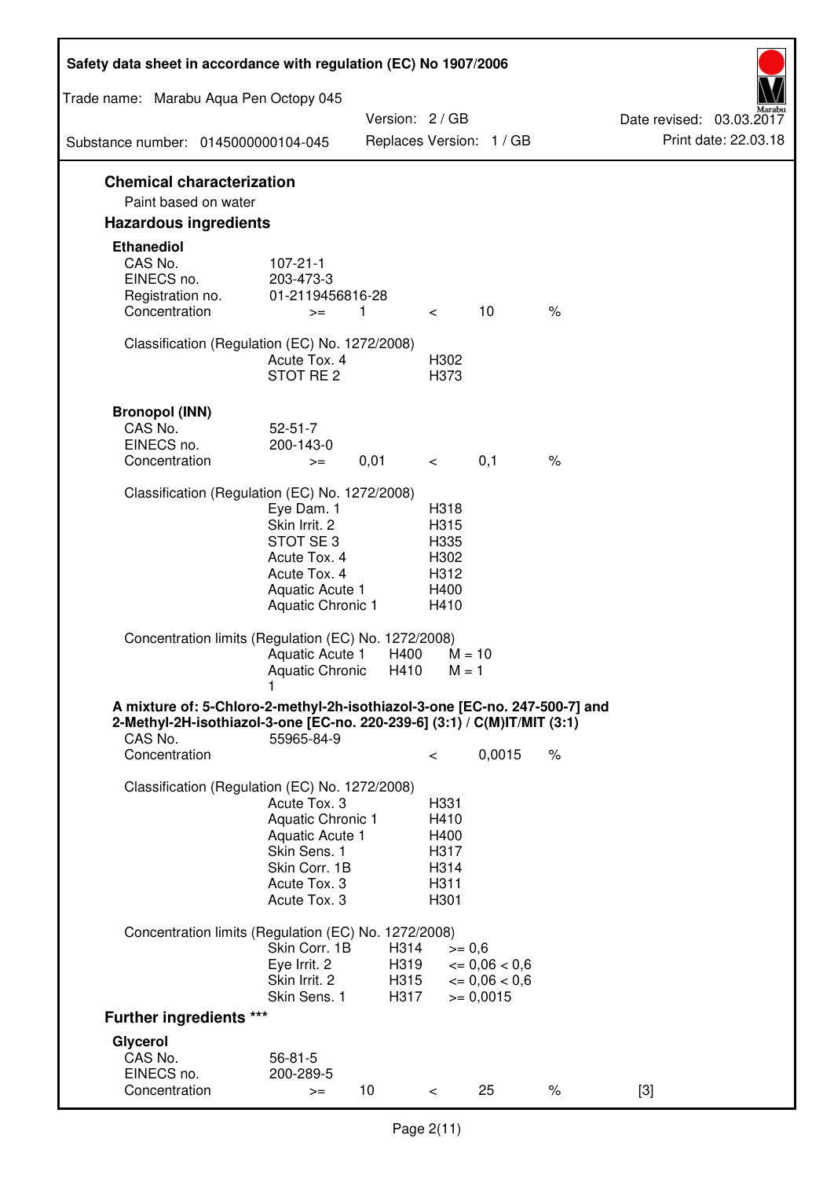## Chemical characterization

Paint based on water

## Hazardous ingredients

### Ethanediol

| | | | | | |
|---|---|---|---|---|---|
| CAS No. | 107-21-1 | | | | |
| EINECS no. | 203-473-3 | | | | |
| Registration no. | 01-2119456816-28 | | | | |
| Concentration | >= | 1 | < | 10 | % |

Classification (Regulation (EC) No. 1272/2008)

| | |
|---|---|
| Acute Tox. 4 | H302 |
| STOT RE 2 | H373 |

### Bronopol (INN)

| | | | | | |
|---|---|---|---|---|---|
| CAS No. | 52-51-7 | | | | |
| EINECS no. | 200-143-0 | | | | |
| Concentration | >= | 0,01 | < | 0,1 | % |

Classification (Regulation (EC) No. 1272/2008)

| | |
|---|---|
| Eye Dam. 1 | H318 |
| Skin Irrit. 2 | H315 |
| STOT SE 3 | H335 |
| Acute Tox. 4 | H302 |
| Acute Tox. 4 | H312 |
| Aquatic Acute 1 | H400 |
| Aquatic Chronic 1 | H410 |

Concentration limits (Regulation (EC) No. 1272/2008)

| | | |
|---|---|---|
| Aquatic Acute 1 | H400 | M = 10 |
| Aquatic Chronic 1 | H410 | M = 1 |

### A mixture of: 5-Chloro-2-methyl-2h-isothiazol-3-one [EC-no. 247-500-7] and 2-Methyl-2H-isothiazol-3-one [EC-no. 220-239-6] (3:1) / C(M)IT/MIT (3:1)

| | | | |
|---|---|---|---|
| CAS No. | 55965-84-9 | | |
| Concentration | < | 0,0015 | % |

Classification (Regulation (EC) No. 1272/2008)

| | |
|---|---|
| Acute Tox. 3 | H331 |
| Aquatic Chronic 1 | H410 |
| Aquatic Acute 1 | H400 |
| Skin Sens. 1 | H317 |
| Skin Corr. 1B | H314 |
| Acute Tox. 3 | H311 |
| Acute Tox. 3 | H301 |

Concentration limits (Regulation (EC) No. 1272/2008)

| | | |
|---|---|---|
| Skin Corr. 1B | H314 | >= 0,6 |
| Eye Irrit. 2 | H319 | <= 0,06 < 0,6 |
| Skin Irrit. 2 | H315 | <= 0,06 < 0,6 |
| Skin Sens. 1 | H317 | >= 0,0015 |

## Further ingredients ***

### Glycerol

| | | | | | | |
|---|---|---|---|---|---|---|
| CAS No. | 56-81-5 | | | | | |
| EINECS no. | 200-289-5 | | | | | |
| Concentration | >= | 10 | < | 25 | % | [3] |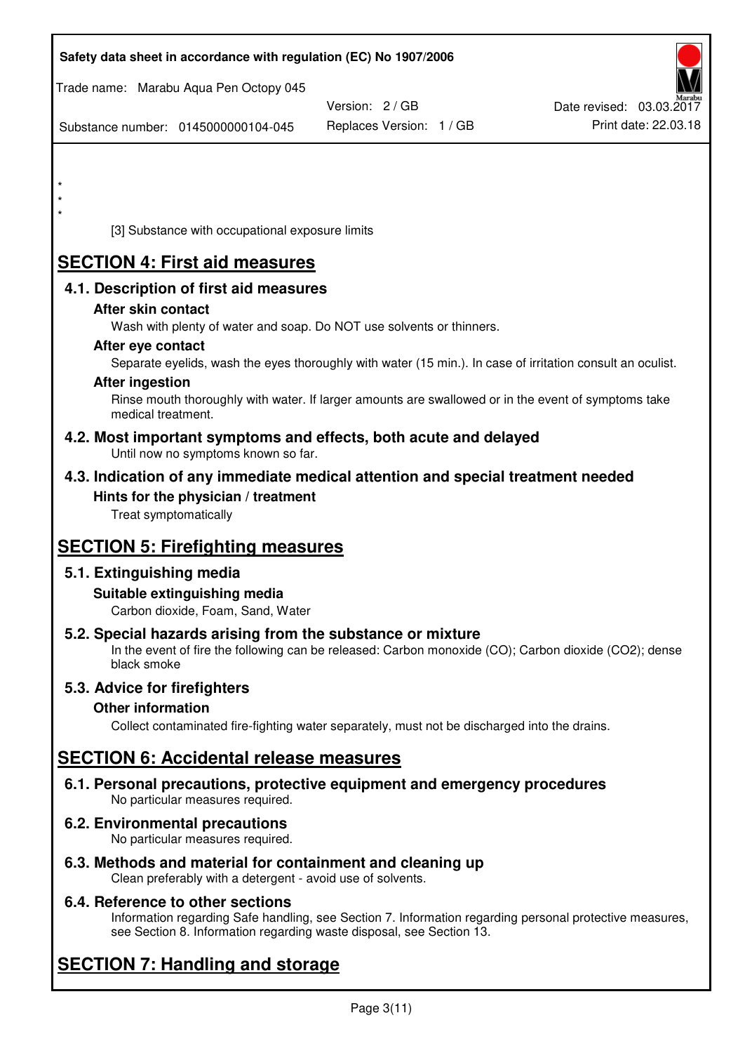*
*
*

[3] Substance with occupational exposure limits

# SECTION 4: First aid measures

## 4.1. Description of first aid measures

### After skin contact

Wash with plenty of water and soap. Do NOT use solvents or thinners.

### After eye contact

Separate eyelids, wash the eyes thoroughly with water (15 min.). In case of irritation consult an oculist.

### After ingestion

Rinse mouth thoroughly with water. If larger amounts are swallowed or in the event of symptoms take medical treatment.

## 4.2. Most important symptoms and effects, both acute and delayed

Until now no symptoms known so far.

## 4.3. Indication of any immediate medical attention and special treatment needed

### Hints for the physician / treatment

Treat symptomatically

# SECTION 5: Firefighting measures

## 5.1. Extinguishing media

### Suitable extinguishing media

Carbon dioxide, Foam, Sand, Water

## 5.2. Special hazards arising from the substance or mixture

In the event of fire the following can be released: Carbon monoxide (CO); Carbon dioxide ($CO_2$); dense black smoke

## 5.3. Advice for firefighters

### Other information

Collect contaminated fire-fighting water separately, must not be discharged into the drains.

# SECTION 6: Accidental release measures

## 6.1. Personal precautions, protective equipment and emergency procedures

No particular measures required.

## 6.2. Environmental precautions

No particular measures required.

## 6.3. Methods and material for containment and cleaning up

Clean preferably with a detergent - avoid use of solvents.

## 6.4. Reference to other sections

Information regarding Safe handling, see Section 7. Information regarding personal protective measures, see Section 8. Information regarding waste disposal, see Section 13.

# SECTION 7: Handling and storage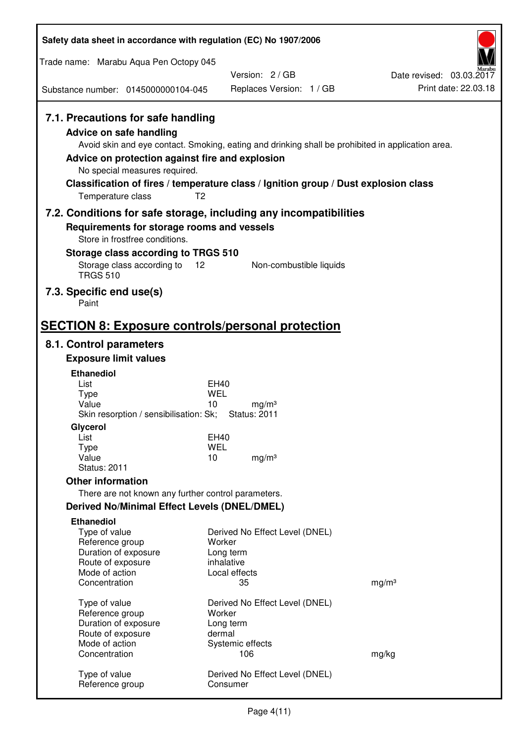## 7.1. Precautions for safe handling

### Advice on safe handling

Avoid skin and eye contact. Smoking, eating and drinking shall be prohibited in application area.

### Advice on protection against fire and explosion

No special measures required.

### Classification of fires / temperature class / Ignition group / Dust explosion class

| | |
|---|---|
| Temperature class | T2 |

## 7.2. Conditions for safe storage, including any incompatibilities

### Requirements for storage rooms and vessels

Store in frostfree conditions.

### Storage class according to TRGS 510

| | | |
|---|---|---|
| Storage class according to TRGS 510 | 12 | Non-combustible liquids |

## 7.3. Specific end use(s)

Paint

# SECTION 8: Exposure controls/personal protection

## 8.1. Control parameters

### Exposure limit values

**Ethanediol**

| | | |
|---|---|---|
| List | EH40 | |
| Type | WEL | |
| Value | 10 | mg/m³ |
| Skin resorption / sensibilisation: Sk; | Status: 2011 | |

**Glycerol**

| | | |
|---|---|---|
| List | EH40 | |
| Type | WEL | |
| Value | 10 | mg/m³ |
| Status: 2011 | | |

### Other information

There are not known any further control parameters.

### Derived No/Minimal Effect Levels (DNEL/DMEL)

**Ethanediol**

| | | |
|---|---|---|
| Type of value | Derived No Effect Level (DNEL) | |
| Reference group | Worker | |
| Duration of exposure | Long term | |
| Route of exposure | inhalative | |
| Mode of action | Local effects | |
| Concentration | 35 | mg/m³ |

| | | |
|---|---|---|
| Type of value | Derived No Effect Level (DNEL) | |
| Reference group | Worker | |
| Duration of exposure | Long term | |
| Route of exposure | dermal | |
| Mode of action | Systemic effects | |
| Concentration | 106 | mg/kg |

| | |
|---|---|
| Type of value | Derived No Effect Level (DNEL) |
| Reference group | Consumer |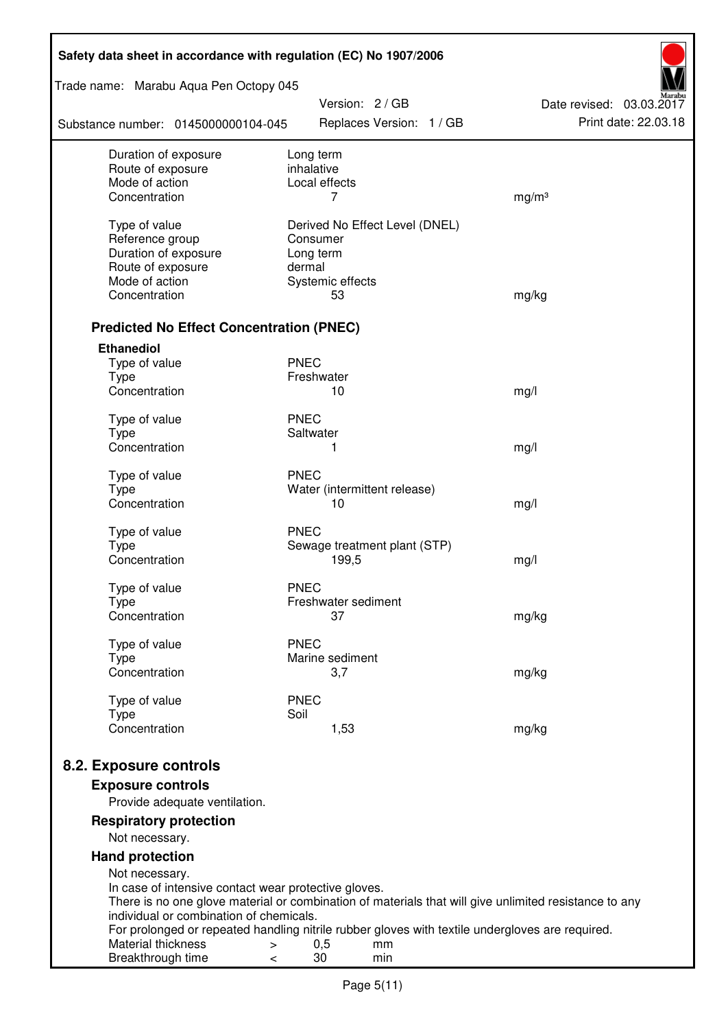| | | |
|---|---|---|
| Duration of exposure | Long term | |
| Route of exposure | inhalative | |
| Mode of action | Local effects | |
| Concentration | 7 | mg/m³ |
| | | |
| Type of value | Derived No Effect Level (DNEL) | |
| Reference group | Consumer | |
| Duration of exposure | Long term | |
| Route of exposure | dermal | |
| Mode of action | Systemic effects | |
| Concentration | 53 | mg/kg |

### Predicted No Effect Concentration (PNEC)

**Ethanediol**

| | | |
|---|---|---|
| Type of value | PNEC | |
| Type | Freshwater | |
| Concentration | 10 | mg/l |
| | | |
| Type of value | PNEC | |
| Type | Saltwater | |
| Concentration | 1 | mg/l |
| | | |
| Type of value | PNEC | |
| Type | Water (intermittent release) | |
| Concentration | 10 | mg/l |
| | | |
| Type of value | PNEC | |
| Type | Sewage treatment plant (STP) | |
| Concentration | 199,5 | mg/l |
| | | |
| Type of value | PNEC | |
| Type | Freshwater sediment | |
| Concentration | 37 | mg/kg |
| | | |
| Type of value | PNEC | |
| Type | Marine sediment | |
| Concentration | 3,7 | mg/kg |
| | | |
| Type of value | PNEC | |
| Type | Soil | |
| Concentration | 1,53 | mg/kg |

## 8.2. Exposure controls

### Exposure controls

Provide adequate ventilation.

### Respiratory protection

Not necessary.

### Hand protection

Not necessary.
In case of intensive contact wear protective gloves.
There is no one glove material or combination of materials that will give unlimited resistance to any individual or combination of chemicals.
For prolonged or repeated handling nitrile rubber gloves with textile undergloves are required.

| | | | |
|---|---|---|---|
| Material thickness | > | 0,5 | mm |
| Breakthrough time | < | 30 | min |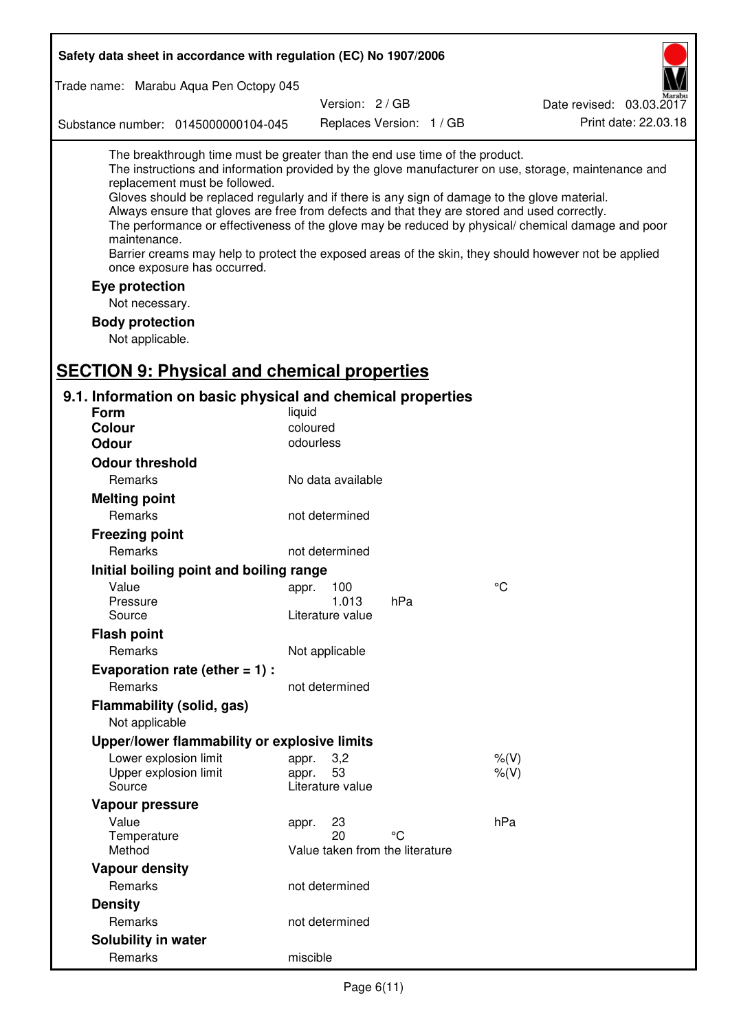The breakthrough time must be greater than the end use time of the product.
The instructions and information provided by the glove manufacturer on use, storage, maintenance and replacement must be followed.
Gloves should be replaced regularly and if there is any sign of damage to the glove material.
Always ensure that gloves are free from defects and that they are stored and used correctly.
The performance or effectiveness of the glove may be reduced by physical/ chemical damage and poor maintenance.
Barrier creams may help to protect the exposed areas of the skin, they should however not be applied once exposure has occurred.

### Eye protection

Not necessary.

### Body protection

Not applicable.

## SECTION 9: Physical and chemical properties

### 9.1. Information on basic physical and chemical properties

**Form** liquid
**Colour** coloured
**Odour** odourless

**Odour threshold**

| | | | |
|---|---|---|---|
| Remarks | No data available | | |

**Melting point**

| | | | |
|---|---|---|---|
| Remarks | not determined | | |

**Freezing point**

| | | | |
|---|---|---|---|
| Remarks | not determined | | |

**Initial boiling point and boiling range**

| | | | |
|---|---|---|---|
| Value | appr. 100 | | °C |
| Pressure | 1.013 | hPa | |
| Source | Literature value | | |

**Flash point**

| | | | |
|---|---|---|---|
| Remarks | Not applicable | | |

**Evaporation rate (ether = 1) :**

| | | | |
|---|---|---|---|
| Remarks | not determined | | |

**Flammability (solid, gas)**

Not applicable

**Upper/lower flammability or explosive limits**

| | | | |
|---|---|---|---|
| Lower explosion limit | appr. 3,2 | | %(V) |
| Upper explosion limit | appr. 53 | | %(V) |
| Source | Literature value | | |

**Vapour pressure**

| | | | |
|---|---|---|---|
| Value | appr. 23 | | hPa |
| Temperature | 20 | °C | |
| Method | Value taken from the literature | | |

**Vapour density**

| | | | |
|---|---|---|---|
| Remarks | not determined | | |

**Density**

| | | | |
|---|---|---|---|
| Remarks | not determined | | |

**Solubility in water**

| | | | |
|---|---|---|---|
| Remarks | miscible | | |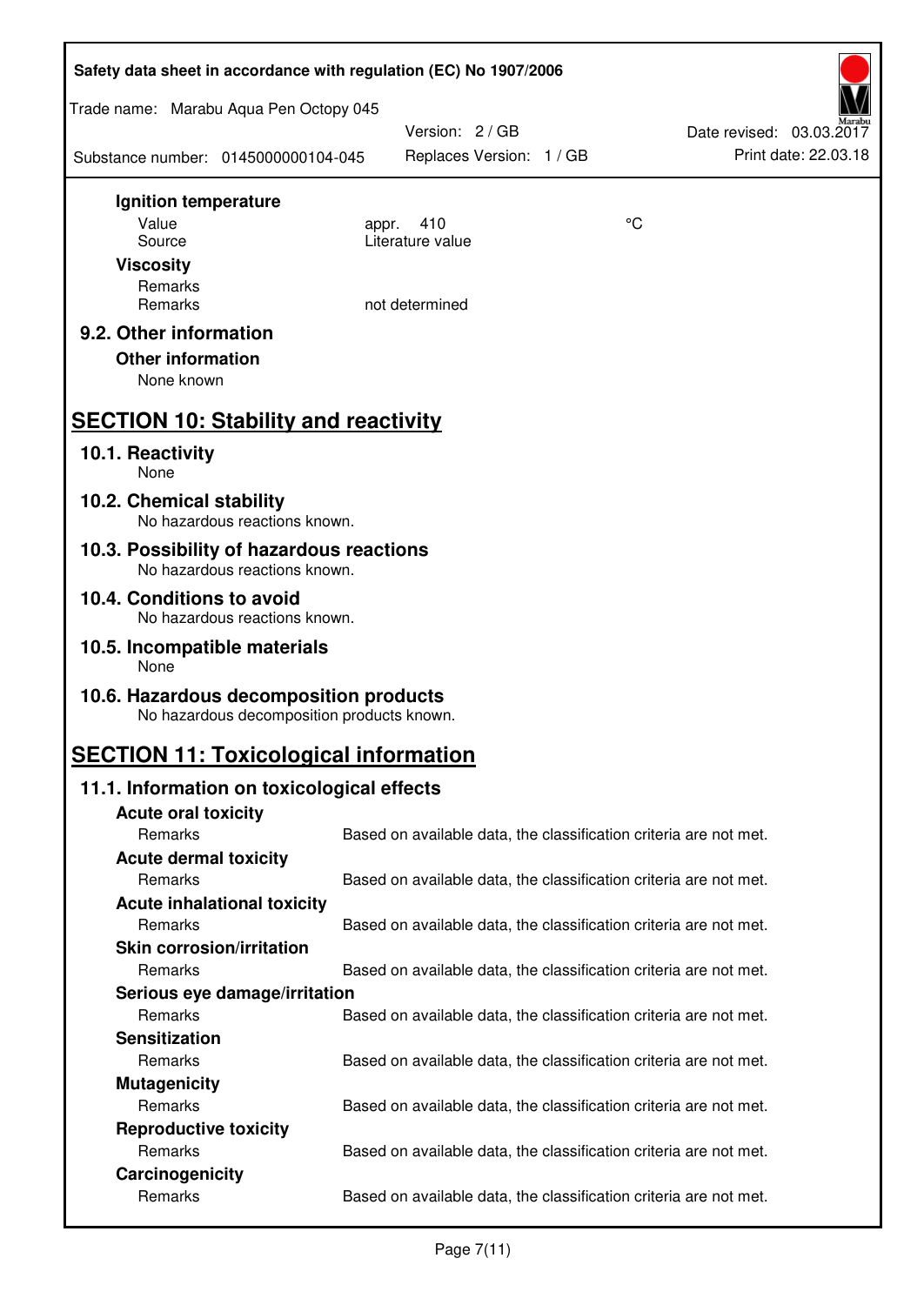**Ignition temperature**

| | | |
|---|---|---|
| Value | appr. 410 | °C |
| Source | Literature value | |

**Viscosity**

| | |
|---|---|
| Remarks | |
| Remarks | not determined |

### 9.2. Other information

**Other information**

None known

## SECTION 10: Stability and reactivity

### 10.1. Reactivity
None

### 10.2. Chemical stability
No hazardous reactions known.

### 10.3. Possibility of hazardous reactions
No hazardous reactions known.

### 10.4. Conditions to avoid
No hazardous reactions known.

### 10.5. Incompatible materials
None

### 10.6. Hazardous decomposition products
No hazardous decomposition products known.

## SECTION 11: Toxicological information

### 11.1. Information on toxicological effects

**Acute oral toxicity**

| | |
|---|---|
| Remarks | Based on available data, the classification criteria are not met. |

**Acute dermal toxicity**

| | |
|---|---|
| Remarks | Based on available data, the classification criteria are not met. |

**Acute inhalational toxicity**

| | |
|---|---|
| Remarks | Based on available data, the classification criteria are not met. |

**Skin corrosion/irritation**

| | |
|---|---|
| Remarks | Based on available data, the classification criteria are not met. |

**Serious eye damage/irritation**

| | |
|---|---|
| Remarks | Based on available data, the classification criteria are not met. |

**Sensitization**

| | |
|---|---|
| Remarks | Based on available data, the classification criteria are not met. |

**Mutagenicity**

| | |
|---|---|
| Remarks | Based on available data, the classification criteria are not met. |

**Reproductive toxicity**

| | |
|---|---|
| Remarks | Based on available data, the classification criteria are not met. |

**Carcinogenicity**

| | |
|---|---|
| Remarks | Based on available data, the classification criteria are not met. |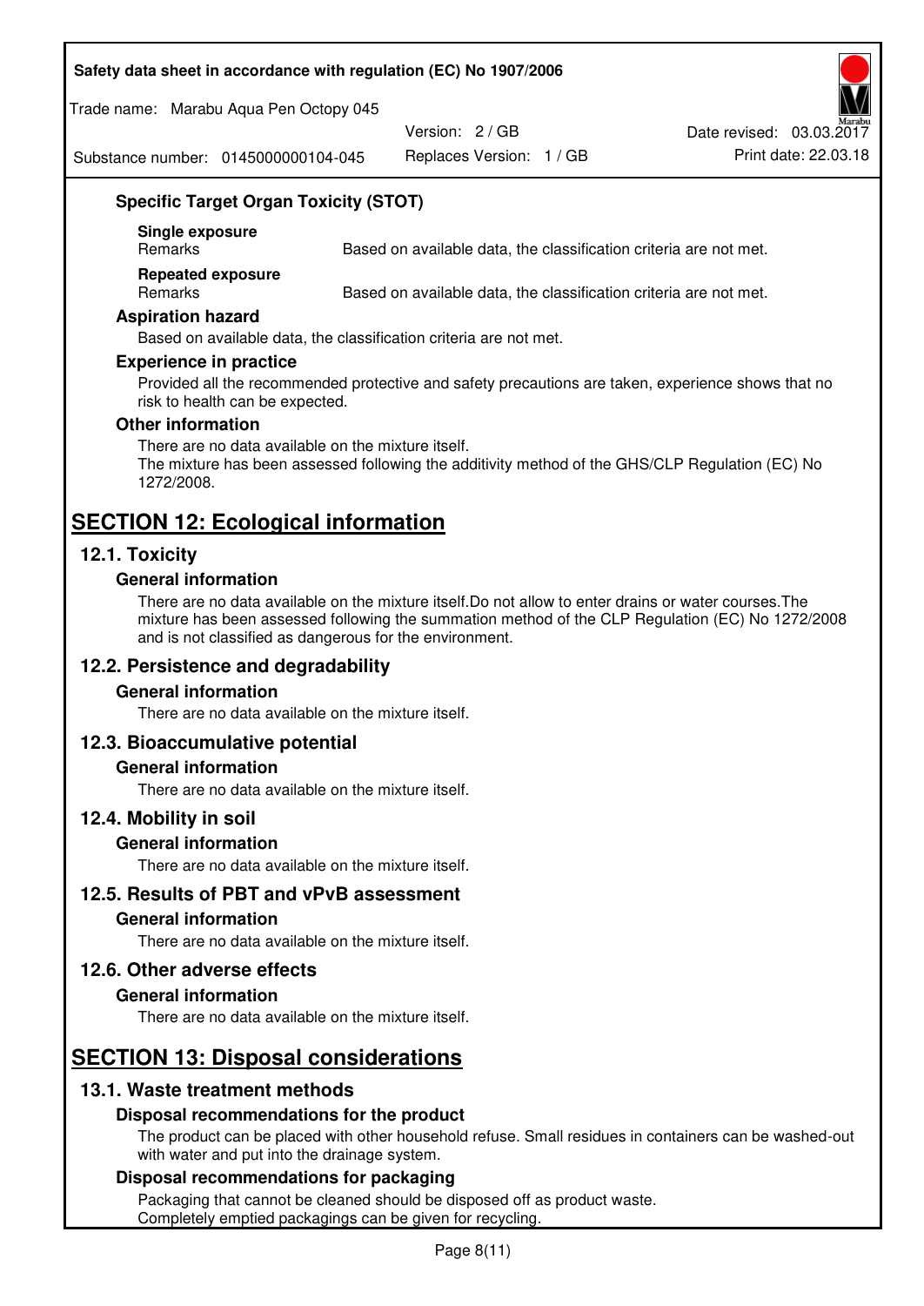### Specific Target Organ Toxicity (STOT)

**Single exposure**

| Remarks | Based on available data, the classification criteria are not met. |
| --- | --- |

**Repeated exposure**

| Remarks | Based on available data, the classification criteria are not met. |
| --- | --- |

### Aspiration hazard

Based on available data, the classification criteria are not met.

### Experience in practice

Provided all the recommended protective and safety precautions are taken, experience shows that no risk to health can be expected.

### Other information

There are no data available on the mixture itself.
The mixture has been assessed following the additivity method of the GHS/CLP Regulation (EC) No 1272/2008.

# SECTION 12: Ecological information

## 12.1. Toxicity

### General information

There are no data available on the mixture itself.Do not allow to enter drains or water courses.The mixture has been assessed following the summation method of the CLP Regulation (EC) No 1272/2008 and is not classified as dangerous for the environment.

## 12.2. Persistence and degradability

### General information

There are no data available on the mixture itself.

## 12.3. Bioaccumulative potential

### General information

There are no data available on the mixture itself.

## 12.4. Mobility in soil

### General information

There are no data available on the mixture itself.

## 12.5. Results of PBT and vPvB assessment

### General information

There are no data available on the mixture itself.

## 12.6. Other adverse effects

### General information

There are no data available on the mixture itself.

# SECTION 13: Disposal considerations

## 13.1. Waste treatment methods

### Disposal recommendations for the product

The product can be placed with other household refuse. Small residues in containers can be washed-out with water and put into the drainage system.

### Disposal recommendations for packaging

Packaging that cannot be cleaned should be disposed off as product waste.
Completely emptied packagings can be given for recycling.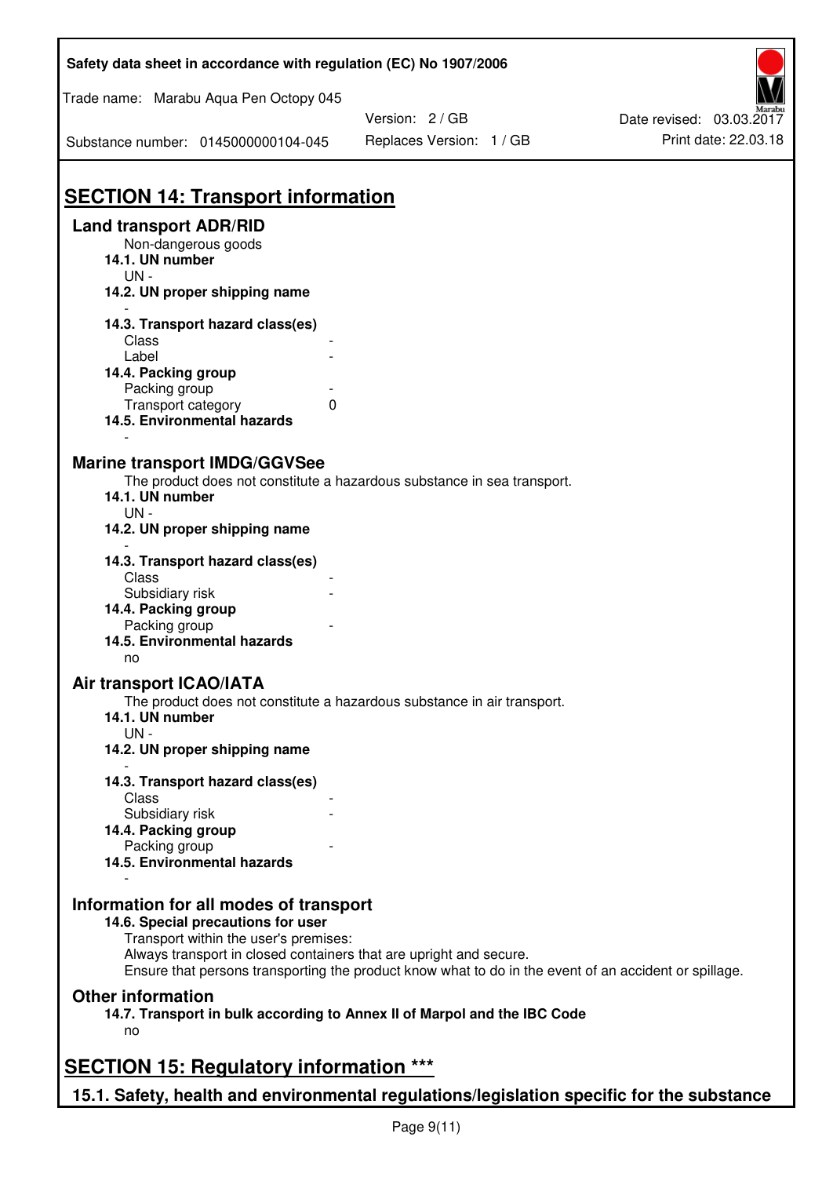## SECTION 14: Transport information

### Land transport ADR/RID

Non-dangerous goods

**14.1. UN number**

UN -

**14.2. UN proper shipping name**

-

**14.3. Transport hazard class(es)**

| | |
|---|---|
| Class | - |
| Label | - |

**14.4. Packing group**

| | |
|---|---|
| Packing group | - |
| Transport category | 0 |

**14.5. Environmental hazards**

-

### Marine transport IMDG/GGVSee

The product does not constitute a hazardous substance in sea transport.

**14.1. UN number**

UN -

**14.2. UN proper shipping name**

-

**14.3. Transport hazard class(es)**

| | |
|---|---|
| Class | - |
| Subsidiary risk | - |

**14.4. Packing group**

| | |
|---|---|
| Packing group | - |

**14.5. Environmental hazards**

no

### Air transport ICAO/IATA

The product does not constitute a hazardous substance in air transport.

**14.1. UN number**

UN -

**14.2. UN proper shipping name**

-

**14.3. Transport hazard class(es)**

| | |
|---|---|
| Class | - |
| Subsidiary risk | - |

**14.4. Packing group**

| | |
|---|---|
| Packing group | - |

**14.5. Environmental hazards**

-

### Information for all modes of transport

**14.6. Special precautions for user**

Transport within the user's premises:
Always transport in closed containers that are upright and secure.
Ensure that persons transporting the product know what to do in the event of an accident or spillage.

### Other information

**14.7. Transport in bulk according to Annex II of Marpol and the IBC Code**

no

## SECTION 15: Regulatory information ***

### 15.1. Safety, health and environmental regulations/legislation specific for the substance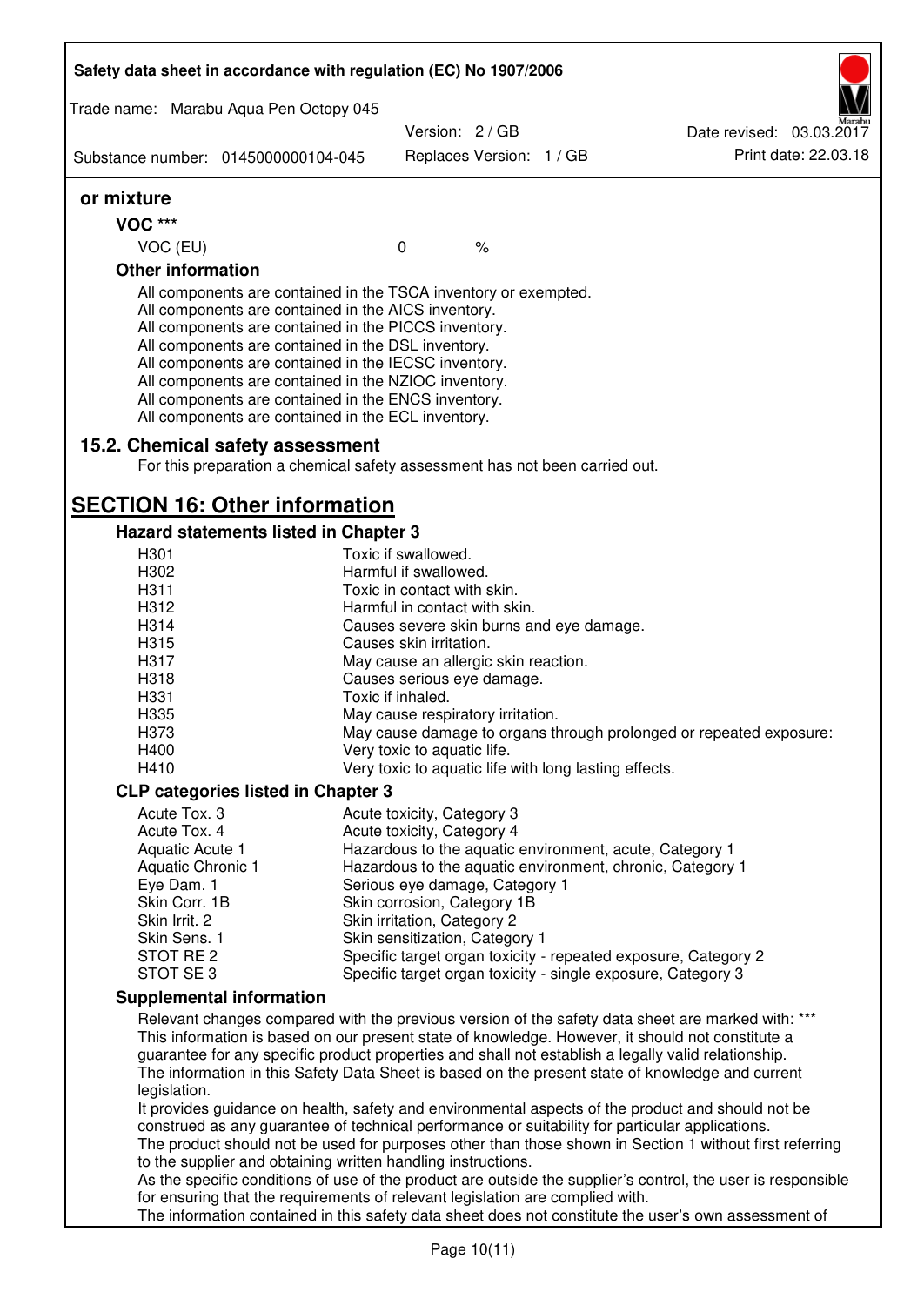**or mixture**

**VOC ***

| VOC (EU) | 0 | % |
|---|---|---|

**Other information**

All components are contained in the TSCA inventory or exempted.
All components are contained in the AICS inventory.
All components are contained in the PICCS inventory.
All components are contained in the DSL inventory.
All components are contained in the IECSC inventory.
All components are contained in the NZIOC inventory.
All components are contained in the ENCS inventory.
All components are contained in the ECL inventory.

### 15.2. Chemical safety assessment

For this preparation a chemical safety assessment has not been carried out.

## SECTION 16: Other information

### Hazard statements listed in Chapter 3

| | |
|---|---|
| H301 | Toxic if swallowed. |
| H302 | Harmful if swallowed. |
| H311 | Toxic in contact with skin. |
| H312 | Harmful in contact with skin. |
| H314 | Causes severe skin burns and eye damage. |
| H315 | Causes skin irritation. |
| H317 | May cause an allergic skin reaction. |
| H318 | Causes serious eye damage. |
| H331 | Toxic if inhaled. |
| H335 | May cause respiratory irritation. |
| H373 | May cause damage to organs through prolonged or repeated exposure: |
| H400 | Very toxic to aquatic life. |
| H410 | Very toxic to aquatic life with long lasting effects. |

### CLP categories listed in Chapter 3

| | |
|---|---|
| Acute Tox. 3 | Acute toxicity, Category 3 |
| Acute Tox. 4 | Acute toxicity, Category 4 |
| Aquatic Acute 1 | Hazardous to the aquatic environment, acute, Category 1 |
| Aquatic Chronic 1 | Hazardous to the aquatic environment, chronic, Category 1 |
| Eye Dam. 1 | Serious eye damage, Category 1 |
| Skin Corr. 1B | Skin corrosion, Category 1B |
| Skin Irrit. 2 | Skin irritation, Category 2 |
| Skin Sens. 1 | Skin sensitization, Category 1 |
| STOT RE 2 | Specific target organ toxicity - repeated exposure, Category 2 |
| STOT SE 3 | Specific target organ toxicity - single exposure, Category 3 |

### Supplemental information

Relevant changes compared with the previous version of the safety data sheet are marked with: ***
This information is based on our present state of knowledge. However, it should not constitute a guarantee for any specific product properties and shall not establish a legally valid relationship.
The information in this Safety Data Sheet is based on the present state of knowledge and current legislation.
It provides guidance on health, safety and environmental aspects of the product and should not be construed as any guarantee of technical performance or suitability for particular applications.
The product should not be used for purposes other than those shown in Section 1 without first referring to the supplier and obtaining written handling instructions.
As the specific conditions of use of the product are outside the supplier's control, the user is responsible for ensuring that the requirements of relevant legislation are complied with.
The information contained in this safety data sheet does not constitute the user's own assessment of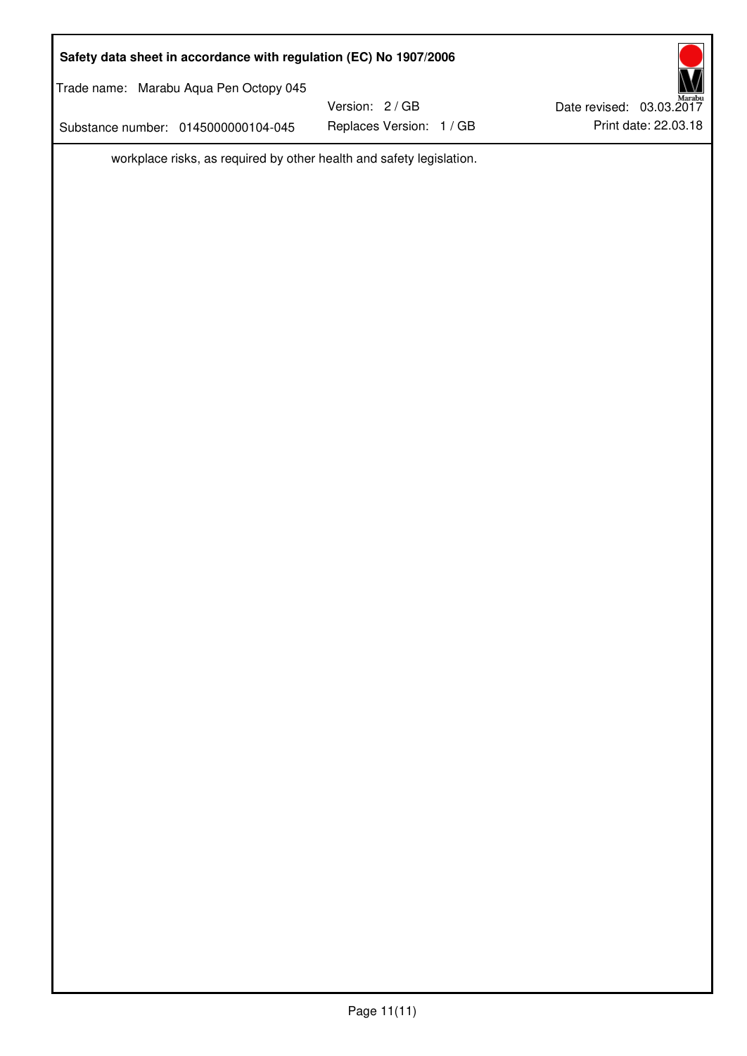workplace risks, as required by other health and safety legislation.